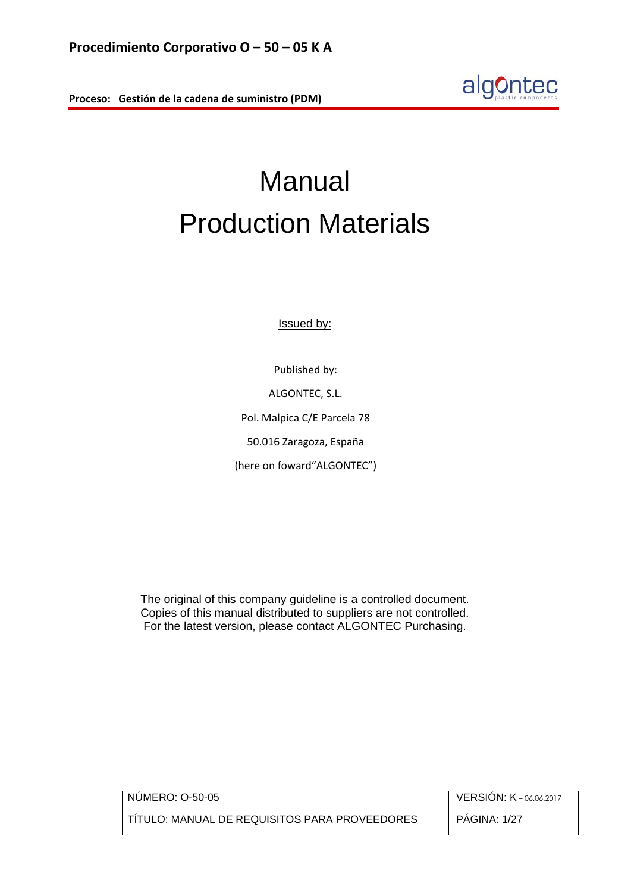# Manual
# Production Materials

Issued by:

Published by:

ALGONTEC, S.L.

Pol. Malpica C/E Parcela 78

50.016 Zaragoza, España

(here on foward"ALGONTEC")

The original of this company guideline is a controlled document.
Copies of this manual distributed to suppliers are not controlled.
For the latest version, please contact ALGONTEC Purchasing.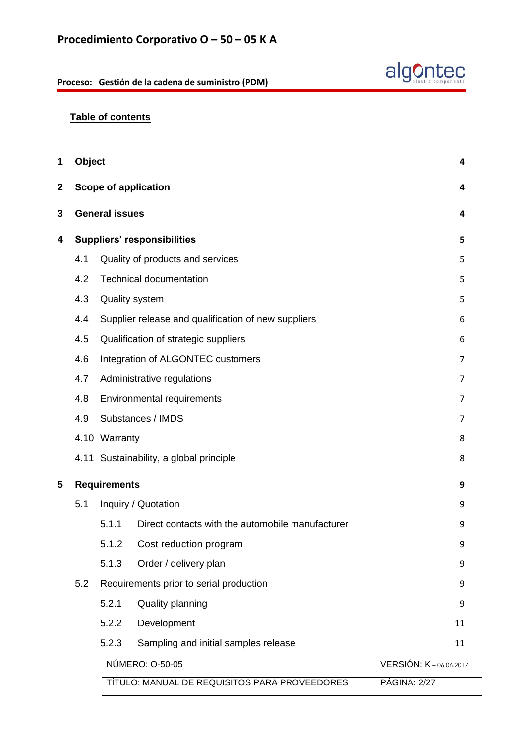**Table of contents**

| | | | |
|---|---|---|---|
| **1** | **Object** | | **4** |
| **2** | **Scope of application** | | **4** |
| **3** | **General issues** | | **4** |
| **4** | **Suppliers' responsibilities** | | **5** |
| | 4.1 | Quality of products and services | 5 |
| | 4.2 | Technical documentation | 5 |
| | 4.3 | Quality system | 5 |
| | 4.4 | Supplier release and qualification of new suppliers | 6 |
| | 4.5 | Qualification of strategic suppliers | 6 |
| | 4.6 | Integration of ALGONTEC customers | 7 |
| | 4.7 | Administrative regulations | 7 |
| | 4.8 | Environmental requirements | 7 |
| | 4.9 | Substances / IMDS | 7 |
| | 4.10 | Warranty | 8 |
| | 4.11 | Sustainability, a global principle | 8 |
| **5** | **Requirements** | | **9** |
| | 5.1 | Inquiry / Quotation | 9 |
| | 5.1.1 | Direct contacts with the automobile manufacturer | 9 |
| | 5.1.2 | Cost reduction program | 9 |
| | 5.1.3 | Order / delivery plan | 9 |
| | 5.2 | Requirements prior to serial production | 9 |
| | 5.2.1 | Quality planning | 9 |
| | 5.2.2 | Development | 11 |
| | 5.2.3 | Sampling and initial samples release | 11 |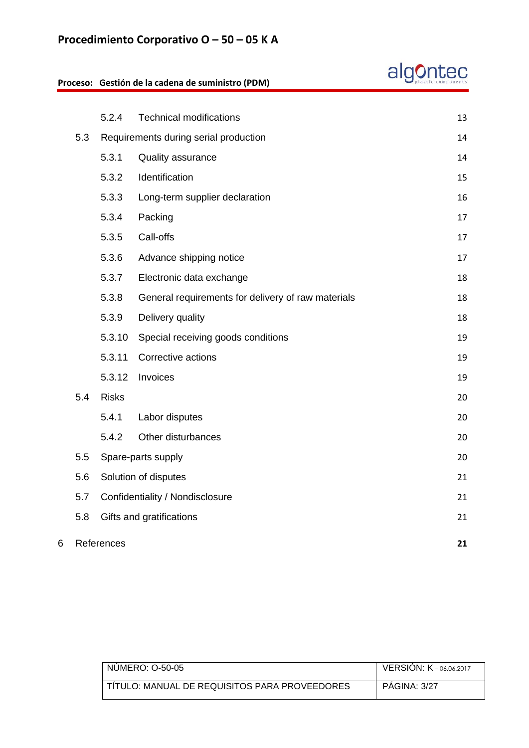| | | | |
|---|---|---|---|
| | 5.2.4 | Technical modifications | 13 |
| 5.3 | Requirements during serial production | | 14 |
| | 5.3.1 | Quality assurance | 14 |
| | 5.3.2 | Identification | 15 |
| | 5.3.3 | Long-term supplier declaration | 16 |
| | 5.3.4 | Packing | 17 |
| | 5.3.5 | Call-offs | 17 |
| | 5.3.6 | Advance shipping notice | 17 |
| | 5.3.7 | Electronic data exchange | 18 |
| | 5.3.8 | General requirements for delivery of raw materials | 18 |
| | 5.3.9 | Delivery quality | 18 |
| | 5.3.10 | Special receiving goods conditions | 19 |
| | 5.3.11 | Corrective actions | 19 |
| | 5.3.12 | Invoices | 19 |
| 5.4 | Risks | | 20 |
| | 5.4.1 | Labor disputes | 20 |
| | 5.4.2 | Other disturbances | 20 |
| 5.5 | Spare-parts supply | | 20 |
| 5.6 | Solution of disputes | | 21 |
| 5.7 | Confidentiality / Nondisclosure | | 21 |
| 5.8 | Gifts and gratifications | | 21 |

6 References **21**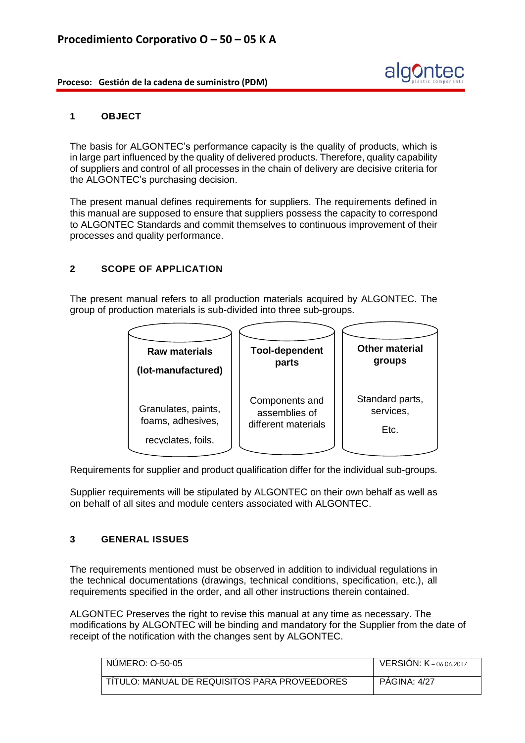## 1 OBJECT

The basis for ALGONTEC's performance capacity is the quality of products, which is in large part influenced by the quality of delivered products. Therefore, quality capability of suppliers and control of all processes in the chain of delivery are decisive criteria for the ALGONTEC's purchasing decision.

The present manual defines requirements for suppliers. The requirements defined in this manual are supposed to ensure that suppliers possess the capacity to correspond to ALGONTEC Standards and commit themselves to continuous improvement of their processes and quality performance.

## 2 SCOPE OF APPLICATION

The present manual refers to all production materials acquired by ALGONTEC. The group of production materials is sub-divided into three sub-groups.

| Raw materials (lot-manufactured) | Tool-dependent parts | Other material groups |
|---|---|---|
| Granulates, paints, foams, adhesives, recyclates, foils, | Components and assemblies of different materials | Standard parts, services, Etc. |

Requirements for supplier and product qualification differ for the individual sub-groups.

Supplier requirements will be stipulated by ALGONTEC on their own behalf as well as on behalf of all sites and module centers associated with ALGONTEC.

## 3 GENERAL ISSUES

The requirements mentioned must be observed in addition to individual regulations in the technical documentations (drawings, technical conditions, specification, etc.), all requirements specified in the order, and all other instructions therein contained.

ALGONTEC Preserves the right to revise this manual at any time as necessary. The modifications by ALGONTEC will be binding and mandatory for the Supplier from the date of receipt of the notification with the changes sent by ALGONTEC.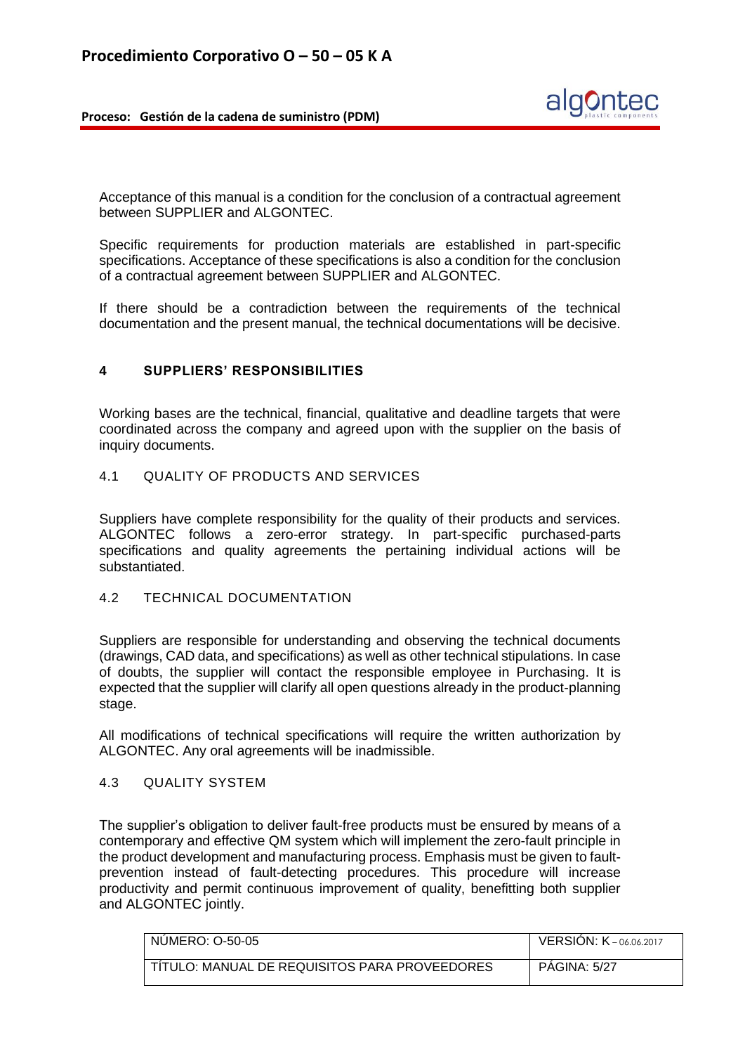Acceptance of this manual is a condition for the conclusion of a contractual agreement between SUPPLIER and ALGONTEC.

Specific requirements for production materials are established in part-specific specifications. Acceptance of these specifications is also a condition for the conclusion of a contractual agreement between SUPPLIER and ALGONTEC.

If there should be a contradiction between the requirements of the technical documentation and the present manual, the technical documentations will be decisive.

## 4 SUPPLIERS' RESPONSIBILITIES

Working bases are the technical, financial, qualitative and deadline targets that were coordinated across the company and agreed upon with the supplier on the basis of inquiry documents.

### 4.1 QUALITY OF PRODUCTS AND SERVICES

Suppliers have complete responsibility for the quality of their products and services. ALGONTEC follows a zero-error strategy. In part-specific purchased-parts specifications and quality agreements the pertaining individual actions will be substantiated.

### 4.2 TECHNICAL DOCUMENTATION

Suppliers are responsible for understanding and observing the technical documents (drawings, CAD data, and specifications) as well as other technical stipulations. In case of doubts, the supplier will contact the responsible employee in Purchasing. It is expected that the supplier will clarify all open questions already in the product-planning stage.

All modifications of technical specifications will require the written authorization by ALGONTEC. Any oral agreements will be inadmissible.

### 4.3 QUALITY SYSTEM

The supplier's obligation to deliver fault-free products must be ensured by means of a contemporary and effective QM system which will implement the zero-fault principle in the product development and manufacturing process. Emphasis must be given to fault-prevention instead of fault-detecting procedures. This procedure will increase productivity and permit continuous improvement of quality, benefitting both supplier and ALGONTEC jointly.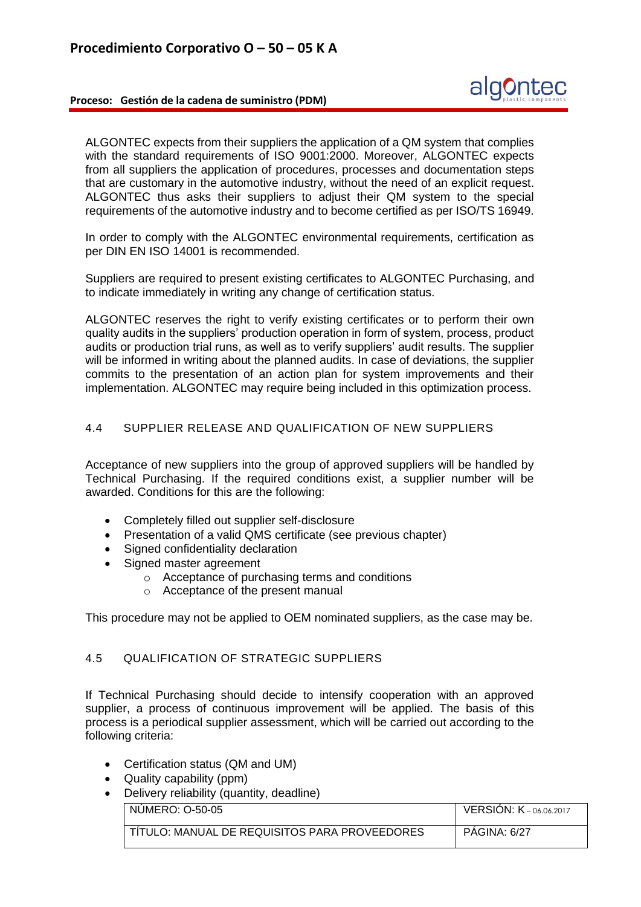ALGONTEC expects from their suppliers the application of a QM system that complies with the standard requirements of ISO 9001:2000. Moreover, ALGONTEC expects from all suppliers the application of procedures, processes and documentation steps that are customary in the automotive industry, without the need of an explicit request. ALGONTEC thus asks their suppliers to adjust their QM system to the special requirements of the automotive industry and to become certified as per ISO/TS 16949.

In order to comply with the ALGONTEC environmental requirements, certification as per DIN EN ISO 14001 is recommended.

Suppliers are required to present existing certificates to ALGONTEC Purchasing, and to indicate immediately in writing any change of certification status.

ALGONTEC reserves the right to verify existing certificates or to perform their own quality audits in the suppliers' production operation in form of system, process, product audits or production trial runs, as well as to verify suppliers' audit results. The supplier will be informed in writing about the planned audits. In case of deviations, the supplier commits to the presentation of an action plan for system improvements and their implementation. ALGONTEC may require being included in this optimization process.

## 4.4 SUPPLIER RELEASE AND QUALIFICATION OF NEW SUPPLIERS

Acceptance of new suppliers into the group of approved suppliers will be handled by Technical Purchasing. If the required conditions exist, a supplier number will be awarded. Conditions for this are the following:

- Completely filled out supplier self-disclosure
- Presentation of a valid QMS certificate (see previous chapter)
- Signed confidentiality declaration
- Signed master agreement
  - Acceptance of purchasing terms and conditions
  - Acceptance of the present manual

This procedure may not be applied to OEM nominated suppliers, as the case may be.

## 4.5 QUALIFICATION OF STRATEGIC SUPPLIERS

If Technical Purchasing should decide to intensify cooperation with an approved supplier, a process of continuous improvement will be applied. The basis of this process is a periodical supplier assessment, which will be carried out according to the following criteria:

- Certification status (QM and UM)
- Quality capability (ppm)
- Delivery reliability (quantity, deadline)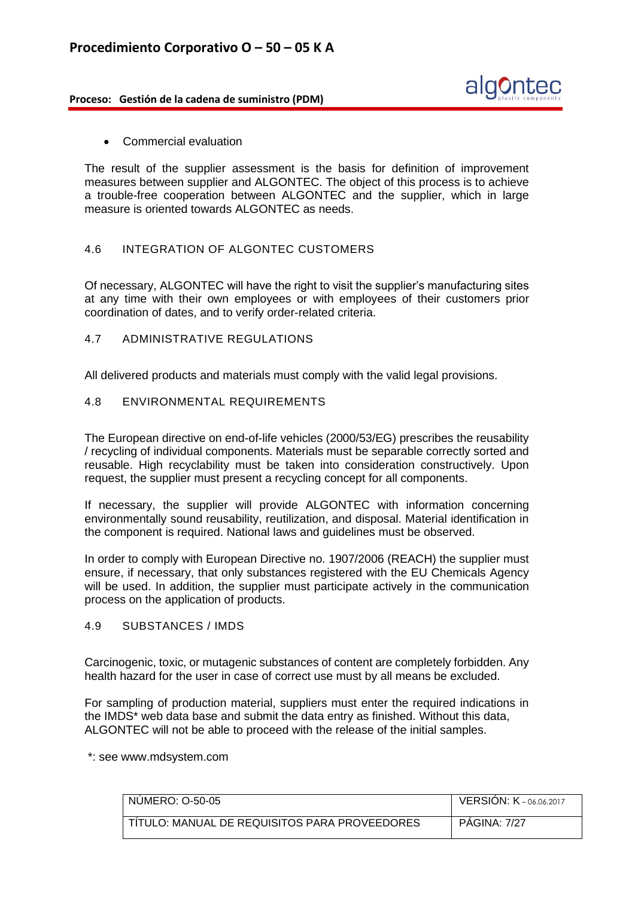- Commercial evaluation

The result of the supplier assessment is the basis for definition of improvement measures between supplier and ALGONTEC. The object of this process is to achieve a trouble-free cooperation between ALGONTEC and the supplier, which in large measure is oriented towards ALGONTEC as needs.

### 4.6 INTEGRATION OF ALGONTEC CUSTOMERS

Of necessary, ALGONTEC will have the right to visit the supplier's manufacturing sites at any time with their own employees or with employees of their customers prior coordination of dates, and to verify order-related criteria.

### 4.7 ADMINISTRATIVE REGULATIONS

All delivered products and materials must comply with the valid legal provisions.

### 4.8 ENVIRONMENTAL REQUIREMENTS

The European directive on end-of-life vehicles (2000/53/EG) prescribes the reusability / recycling of individual components. Materials must be separable correctly sorted and reusable. High recyclability must be taken into consideration constructively. Upon request, the supplier must present a recycling concept for all components.

If necessary, the supplier will provide ALGONTEC with information concerning environmentally sound reusability, reutilization, and disposal. Material identification in the component is required. National laws and guidelines must be observed.

In order to comply with European Directive no. 1907/2006 (REACH) the supplier must ensure, if necessary, that only substances registered with the EU Chemicals Agency will be used. In addition, the supplier must participate actively in the communication process on the application of products.

### 4.9 SUBSTANCES / IMDS

Carcinogenic, toxic, or mutagenic substances of content are completely forbidden. Any health hazard for the user in case of correct use must by all means be excluded.

For sampling of production material, suppliers must enter the required indications in the IMDS* web data base and submit the data entry as finished. Without this data, ALGONTEC will not be able to proceed with the release of the initial samples.

*: see www.mdsystem.com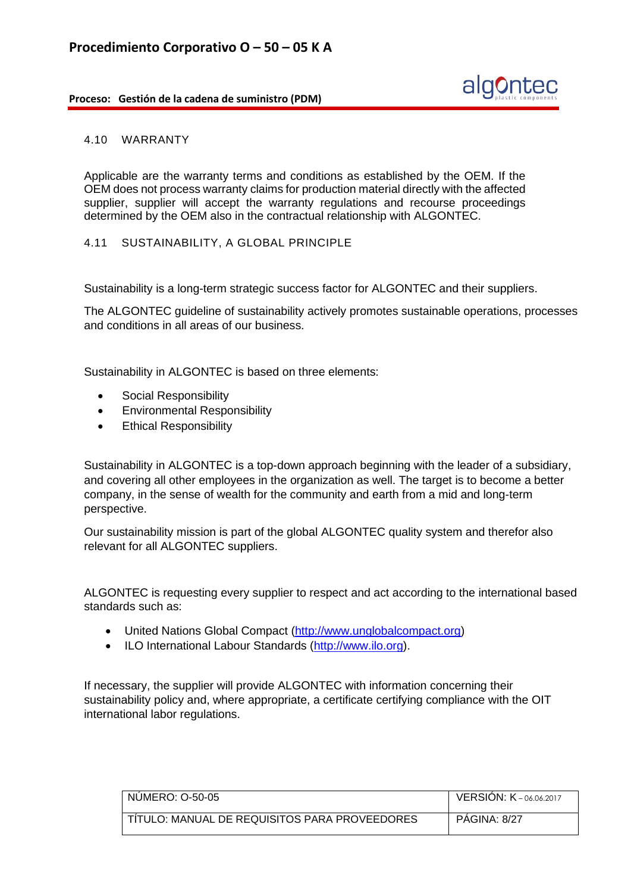## 4.10 WARRANTY

Applicable are the warranty terms and conditions as established by the OEM. If the OEM does not process warranty claims for production material directly with the affected supplier, supplier will accept the warranty regulations and recourse proceedings determined by the OEM also in the contractual relationship with ALGONTEC.

## 4.11 SUSTAINABILITY, A GLOBAL PRINCIPLE

Sustainability is a long-term strategic success factor for ALGONTEC and their suppliers.

The ALGONTEC guideline of sustainability actively promotes sustainable operations, processes and conditions in all areas of our business.

Sustainability in ALGONTEC is based on three elements:

- Social Responsibility
- Environmental Responsibility
- Ethical Responsibility

Sustainability in ALGONTEC is a top-down approach beginning with the leader of a subsidiary, and covering all other employees in the organization as well. The target is to become a better company, in the sense of wealth for the community and earth from a mid and long-term perspective.

Our sustainability mission is part of the global ALGONTEC quality system and therefor also relevant for all ALGONTEC suppliers.

ALGONTEC is requesting every supplier to respect and act according to the international based standards such as:

- United Nations Global Compact (http://www.unglobalcompact.org)
- ILO International Labour Standards (http://www.ilo.org).

If necessary, the supplier will provide ALGONTEC with information concerning their sustainability policy and, where appropriate, a certificate certifying compliance with the OIT international labor regulations.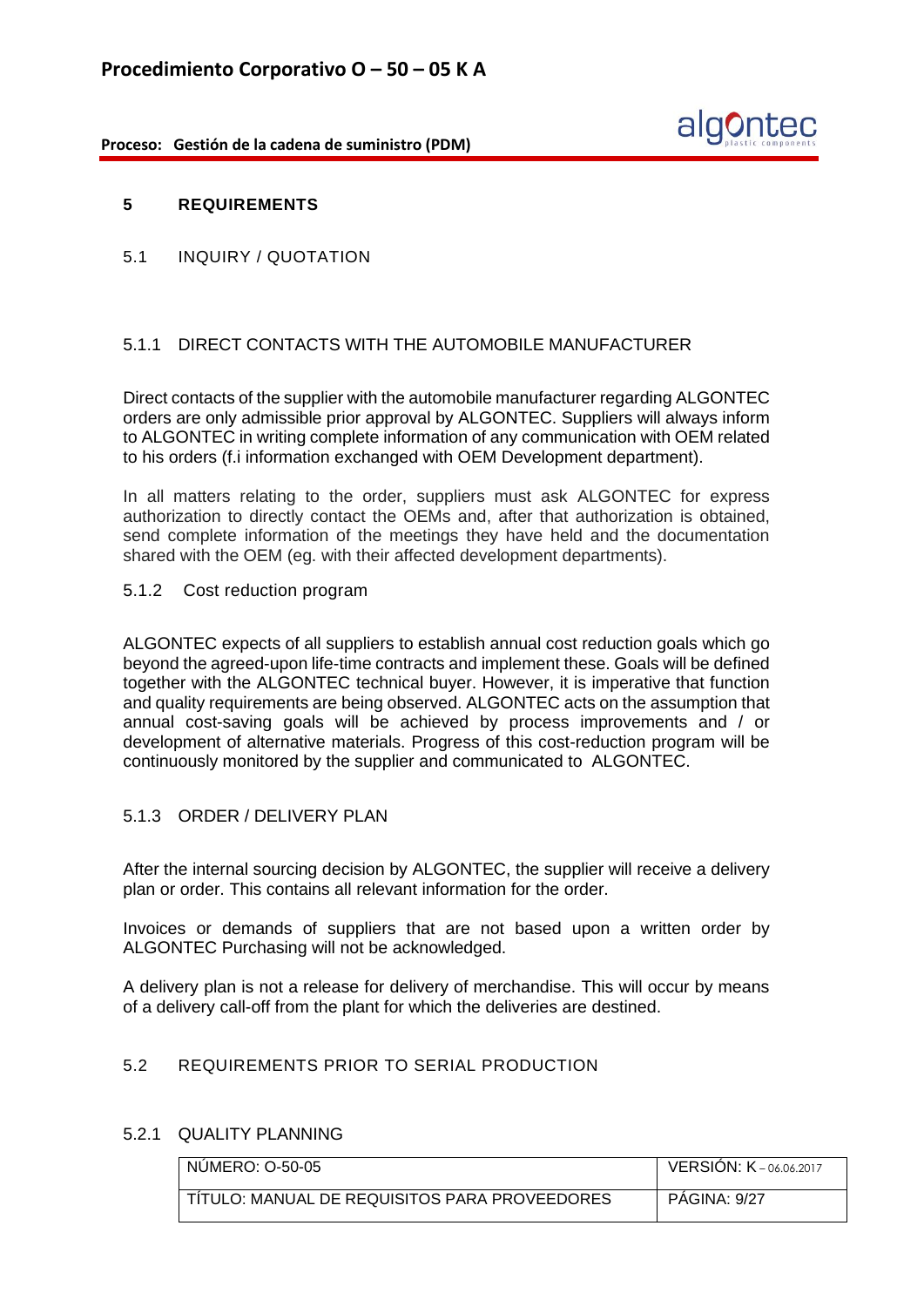## 5 REQUIREMENTS

### 5.1 INQUIRY / QUOTATION

#### 5.1.1 DIRECT CONTACTS WITH THE AUTOMOBILE MANUFACTURER

Direct contacts of the supplier with the automobile manufacturer regarding ALGONTEC orders are only admissible prior approval by ALGONTEC. Suppliers will always inform to ALGONTEC in writing complete information of any communication with OEM related to his orders (f.i information exchanged with OEM Development department).

In all matters relating to the order, suppliers must ask ALGONTEC for express authorization to directly contact the OEMs and, after that authorization is obtained, send complete information of the meetings they have held and the documentation shared with the OEM (eg. with their affected development departments).

#### 5.1.2 Cost reduction program

ALGONTEC expects of all suppliers to establish annual cost reduction goals which go beyond the agreed-upon life-time contracts and implement these. Goals will be defined together with the ALGONTEC technical buyer. However, it is imperative that function and quality requirements are being observed. ALGONTEC acts on the assumption that annual cost-saving goals will be achieved by process improvements and / or development of alternative materials. Progress of this cost-reduction program will be continuously monitored by the supplier and communicated to ALGONTEC.

#### 5.1.3 ORDER / DELIVERY PLAN

After the internal sourcing decision by ALGONTEC, the supplier will receive a delivery plan or order. This contains all relevant information for the order.

Invoices or demands of suppliers that are not based upon a written order by ALGONTEC Purchasing will not be acknowledged.

A delivery plan is not a release for delivery of merchandise. This will occur by means of a delivery call-off from the plant for which the deliveries are destined.

### 5.2 REQUIREMENTS PRIOR TO SERIAL PRODUCTION

#### 5.2.1 QUALITY PLANNING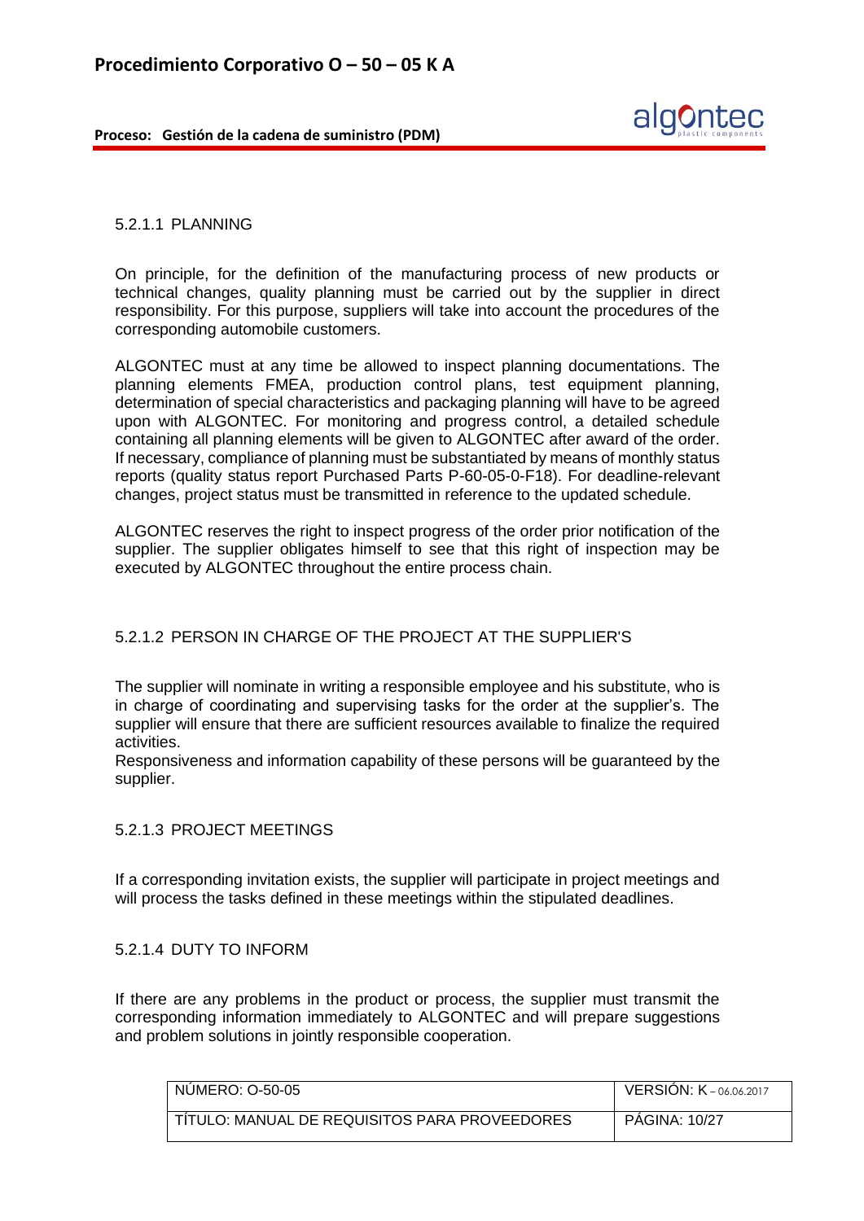#### 5.2.1.1 PLANNING

On principle, for the definition of the manufacturing process of new products or technical changes, quality planning must be carried out by the supplier in direct responsibility. For this purpose, suppliers will take into account the procedures of the corresponding automobile customers.

ALGONTEC must at any time be allowed to inspect planning documentations. The planning elements FMEA, production control plans, test equipment planning, determination of special characteristics and packaging planning will have to be agreed upon with ALGONTEC. For monitoring and progress control, a detailed schedule containing all planning elements will be given to ALGONTEC after award of the order. If necessary, compliance of planning must be substantiated by means of monthly status reports (quality status report Purchased Parts P-60-05-0-F18). For deadline-relevant changes, project status must be transmitted in reference to the updated schedule.

ALGONTEC reserves the right to inspect progress of the order prior notification of the supplier. The supplier obligates himself to see that this right of inspection may be executed by ALGONTEC throughout the entire process chain.

#### 5.2.1.2 PERSON IN CHARGE OF THE PROJECT AT THE SUPPLIER'S

The supplier will nominate in writing a responsible employee and his substitute, who is in charge of coordinating and supervising tasks for the order at the supplier's. The supplier will ensure that there are sufficient resources available to finalize the required activities.
Responsiveness and information capability of these persons will be guaranteed by the supplier.

#### 5.2.1.3 PROJECT MEETINGS

If a corresponding invitation exists, the supplier will participate in project meetings and will process the tasks defined in these meetings within the stipulated deadlines.

#### 5.2.1.4 DUTY TO INFORM

If there are any problems in the product or process, the supplier must transmit the corresponding information immediately to ALGONTEC and will prepare suggestions and problem solutions in jointly responsible cooperation.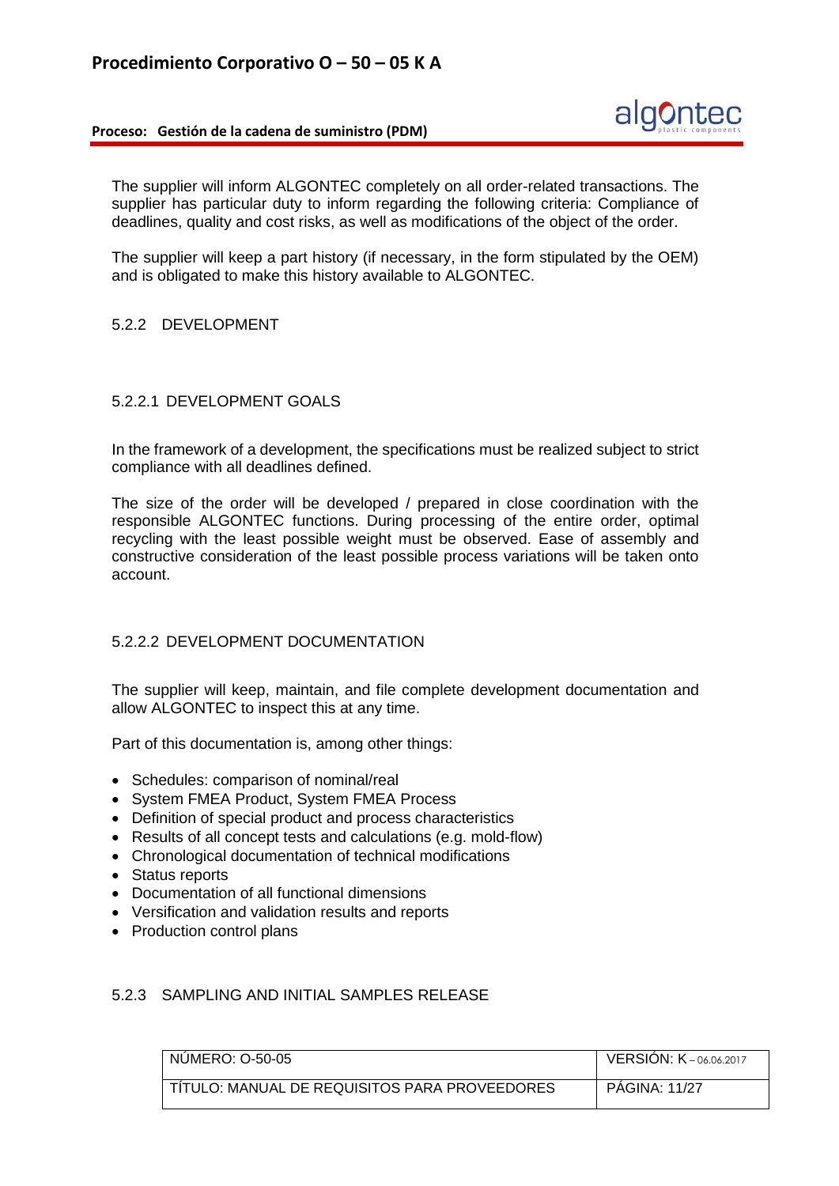The supplier will inform ALGONTEC completely on all order-related transactions. The supplier has particular duty to inform regarding the following criteria: Compliance of deadlines, quality and cost risks, as well as modifications of the object of the order.

The supplier will keep a part history (if necessary, in the form stipulated by the OEM) and is obligated to make this history available to ALGONTEC.

### 5.2.2 DEVELOPMENT

#### 5.2.2.1 DEVELOPMENT GOALS

In the framework of a development, the specifications must be realized subject to strict compliance with all deadlines defined.

The size of the order will be developed / prepared in close coordination with the responsible ALGONTEC functions. During processing of the entire order, optimal recycling with the least possible weight must be observed. Ease of assembly and constructive consideration of the least possible process variations will be taken onto account.

#### 5.2.2.2 DEVELOPMENT DOCUMENTATION

The supplier will keep, maintain, and file complete development documentation and allow ALGONTEC to inspect this at any time.

Part of this documentation is, among other things:

- Schedules: comparison of nominal/real
- System FMEA Product, System FMEA Process
- Definition of special product and process characteristics
- Results of all concept tests and calculations (e.g. mold-flow)
- Chronological documentation of technical modifications
- Status reports
- Documentation of all functional dimensions
- Versification and validation results and reports
- Production control plans

### 5.2.3 SAMPLING AND INITIAL SAMPLES RELEASE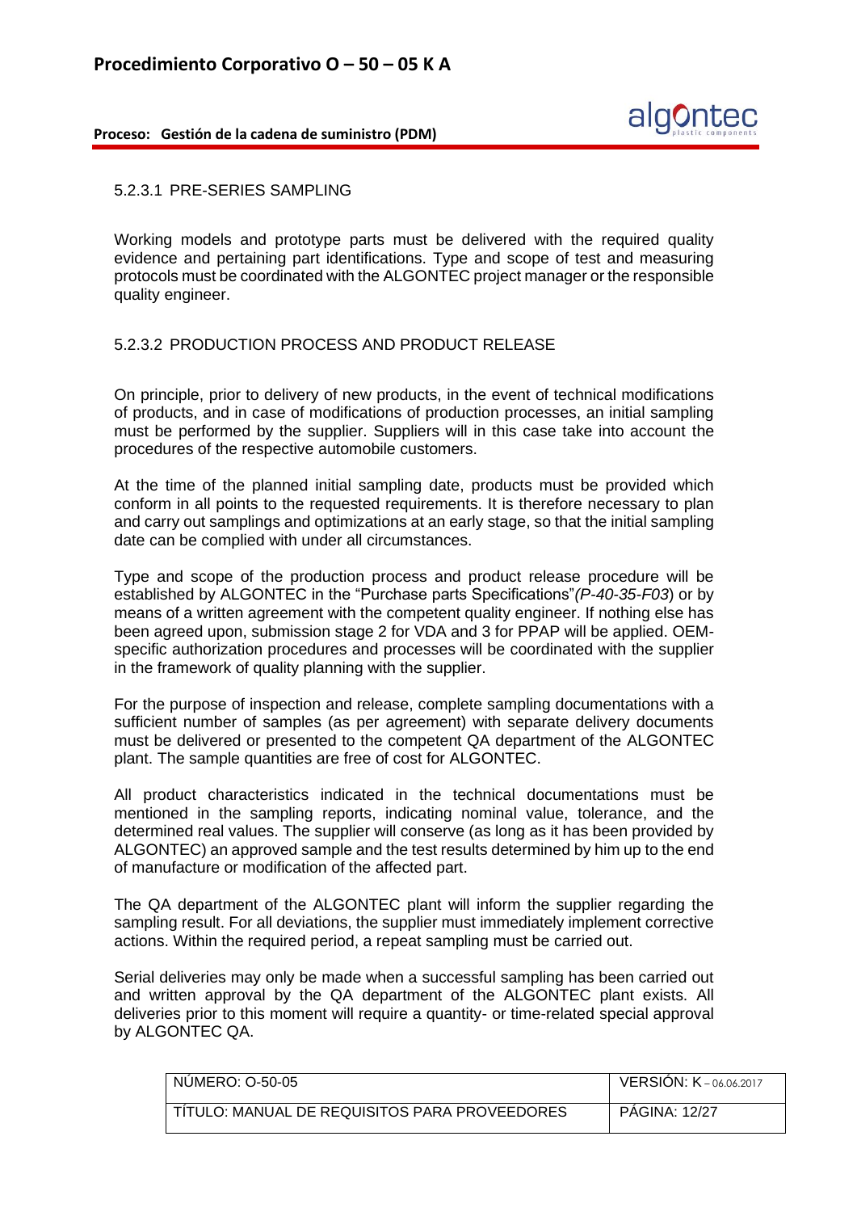#### 5.2.3.1 PRE-SERIES SAMPLING

Working models and prototype parts must be delivered with the required quality evidence and pertaining part identifications. Type and scope of test and measuring protocols must be coordinated with the ALGONTEC project manager or the responsible quality engineer.

#### 5.2.3.2 PRODUCTION PROCESS AND PRODUCT RELEASE

On principle, prior to delivery of new products, in the event of technical modifications of products, and in case of modifications of production processes, an initial sampling must be performed by the supplier. Suppliers will in this case take into account the procedures of the respective automobile customers.

At the time of the planned initial sampling date, products must be provided which conform in all points to the requested requirements. It is therefore necessary to plan and carry out samplings and optimizations at an early stage, so that the initial sampling date can be complied with under all circumstances.

Type and scope of the production process and product release procedure will be established by ALGONTEC in the "Purchase parts Specifications"(*P-40-35-F03*) or by means of a written agreement with the competent quality engineer. If nothing else has been agreed upon, submission stage 2 for VDA and 3 for PPAP will be applied. OEM-specific authorization procedures and processes will be coordinated with the supplier in the framework of quality planning with the supplier.

For the purpose of inspection and release, complete sampling documentations with a sufficient number of samples (as per agreement) with separate delivery documents must be delivered or presented to the competent QA department of the ALGONTEC plant. The sample quantities are free of cost for ALGONTEC.

All product characteristics indicated in the technical documentations must be mentioned in the sampling reports, indicating nominal value, tolerance, and the determined real values. The supplier will conserve (as long as it has been provided by ALGONTEC) an approved sample and the test results determined by him up to the end of manufacture or modification of the affected part.

The QA department of the ALGONTEC plant will inform the supplier regarding the sampling result. For all deviations, the supplier must immediately implement corrective actions. Within the required period, a repeat sampling must be carried out.

Serial deliveries may only be made when a successful sampling has been carried out and written approval by the QA department of the ALGONTEC plant exists. All deliveries prior to this moment will require a quantity- or time-related special approval by ALGONTEC QA.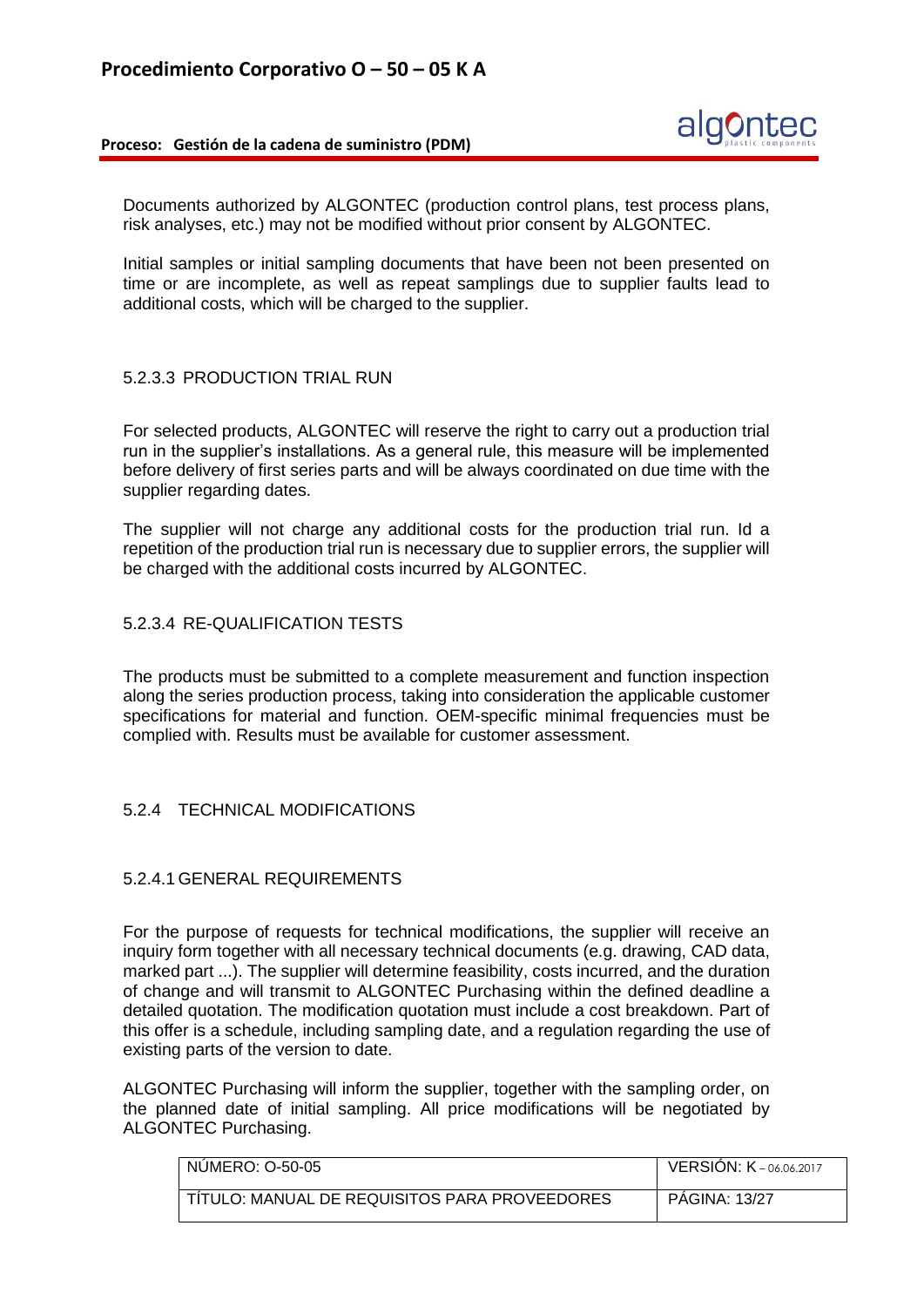Documents authorized by ALGONTEC (production control plans, test process plans, risk analyses, etc.) may not be modified without prior consent by ALGONTEC.

Initial samples or initial sampling documents that have been not been presented on time or are incomplete, as well as repeat samplings due to supplier faults lead to additional costs, which will be charged to the supplier.

#### 5.2.3.3 PRODUCTION TRIAL RUN

For selected products, ALGONTEC will reserve the right to carry out a production trial run in the supplier's installations. As a general rule, this measure will be implemented before delivery of first series parts and will be always coordinated on due time with the supplier regarding dates.

The supplier will not charge any additional costs for the production trial run. Id a repetition of the production trial run is necessary due to supplier errors, the supplier will be charged with the additional costs incurred by ALGONTEC.

#### 5.2.3.4 RE-QUALIFICATION TESTS

The products must be submitted to a complete measurement and function inspection along the series production process, taking into consideration the applicable customer specifications for material and function. OEM-specific minimal frequencies must be complied with. Results must be available for customer assessment.

### 5.2.4 TECHNICAL MODIFICATIONS

#### 5.2.4.1 GENERAL REQUIREMENTS

For the purpose of requests for technical modifications, the supplier will receive an inquiry form together with all necessary technical documents (e.g. drawing, CAD data, marked part ...). The supplier will determine feasibility, costs incurred, and the duration of change and will transmit to ALGONTEC Purchasing within the defined deadline a detailed quotation. The modification quotation must include a cost breakdown. Part of this offer is a schedule, including sampling date, and a regulation regarding the use of existing parts of the version to date.

ALGONTEC Purchasing will inform the supplier, together with the sampling order, on the planned date of initial sampling. All price modifications will be negotiated by ALGONTEC Purchasing.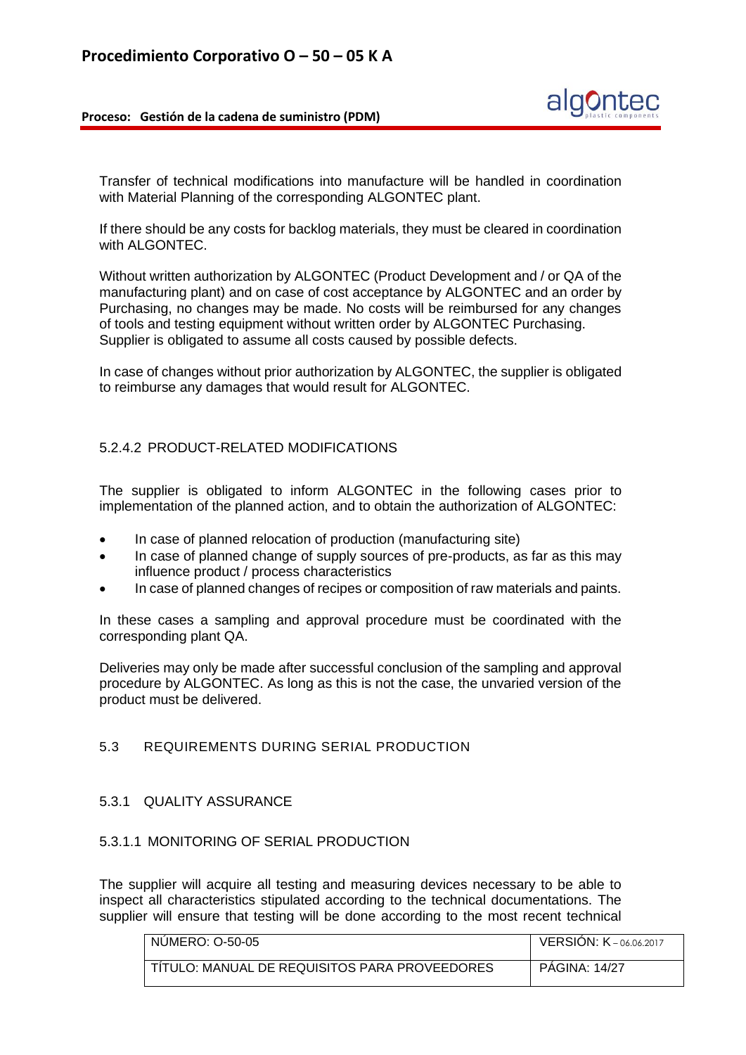Transfer of technical modifications into manufacture will be handled in coordination with Material Planning of the corresponding ALGONTEC plant.

If there should be any costs for backlog materials, they must be cleared in coordination with ALGONTEC.

Without written authorization by ALGONTEC (Product Development and / or QA of the manufacturing plant) and on case of cost acceptance by ALGONTEC and an order by Purchasing, no changes may be made. No costs will be reimbursed for any changes of tools and testing equipment without written order by ALGONTEC Purchasing. Supplier is obligated to assume all costs caused by possible defects.

In case of changes without prior authorization by ALGONTEC, the supplier is obligated to reimburse any damages that would result for ALGONTEC.

#### 5.2.4.2 PRODUCT-RELATED MODIFICATIONS

The supplier is obligated to inform ALGONTEC in the following cases prior to implementation of the planned action, and to obtain the authorization of ALGONTEC:

- In case of planned relocation of production (manufacturing site)
- In case of planned change of supply sources of pre-products, as far as this may influence product / process characteristics
- In case of planned changes of recipes or composition of raw materials and paints.

In these cases a sampling and approval procedure must be coordinated with the corresponding plant QA.

Deliveries may only be made after successful conclusion of the sampling and approval procedure by ALGONTEC. As long as this is not the case, the unvaried version of the product must be delivered.

## 5.3 REQUIREMENTS DURING SERIAL PRODUCTION

### 5.3.1 QUALITY ASSURANCE

#### 5.3.1.1 MONITORING OF SERIAL PRODUCTION

The supplier will acquire all testing and measuring devices necessary to be able to inspect all characteristics stipulated according to the technical documentations. The supplier will ensure that testing will be done according to the most recent technical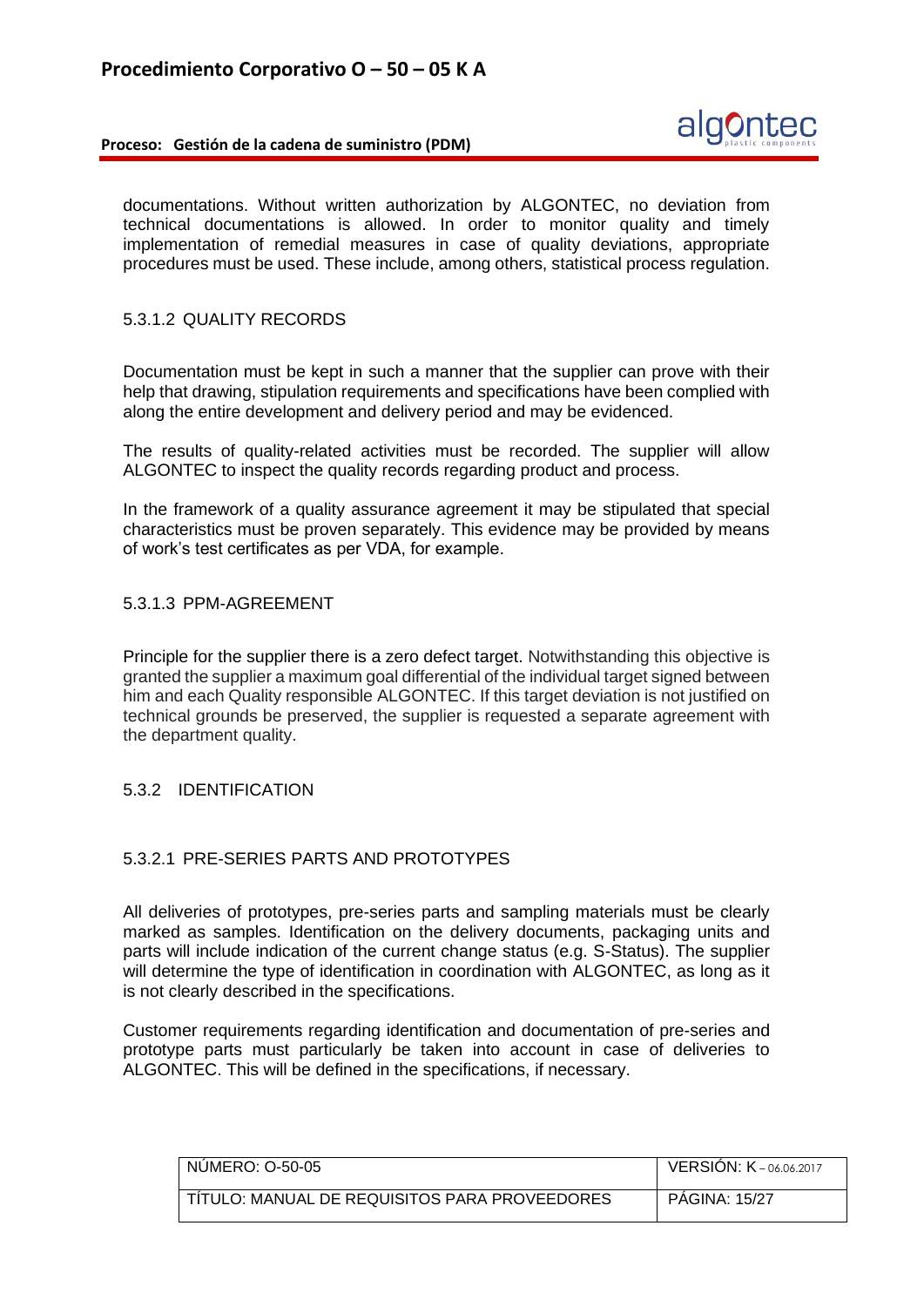documentations. Without written authorization by ALGONTEC, no deviation from technical documentations is allowed. In order to monitor quality and timely implementation of remedial measures in case of quality deviations, appropriate procedures must be used. These include, among others, statistical process regulation.

#### 5.3.1.2 QUALITY RECORDS

Documentation must be kept in such a manner that the supplier can prove with their help that drawing, stipulation requirements and specifications have been complied with along the entire development and delivery period and may be evidenced.

The results of quality-related activities must be recorded. The supplier will allow ALGONTEC to inspect the quality records regarding product and process.

In the framework of a quality assurance agreement it may be stipulated that special characteristics must be proven separately. This evidence may be provided by means of work's test certificates as per VDA, for example.

#### 5.3.1.3 PPM-AGREEMENT

Principle for the supplier there is a zero defect target. Notwithstanding this objective is granted the supplier a maximum goal differential of the individual target signed between him and each Quality responsible ALGONTEC. If this target deviation is not justified on technical grounds be preserved, the supplier is requested a separate agreement with the department quality.

### 5.3.2 IDENTIFICATION

#### 5.3.2.1 PRE-SERIES PARTS AND PROTOTYPES

All deliveries of prototypes, pre-series parts and sampling materials must be clearly marked as samples. Identification on the delivery documents, packaging units and parts will include indication of the current change status (e.g. S-Status). The supplier will determine the type of identification in coordination with ALGONTEC, as long as it is not clearly described in the specifications.

Customer requirements regarding identification and documentation of pre-series and prototype parts must particularly be taken into account in case of deliveries to ALGONTEC. This will be defined in the specifications, if necessary.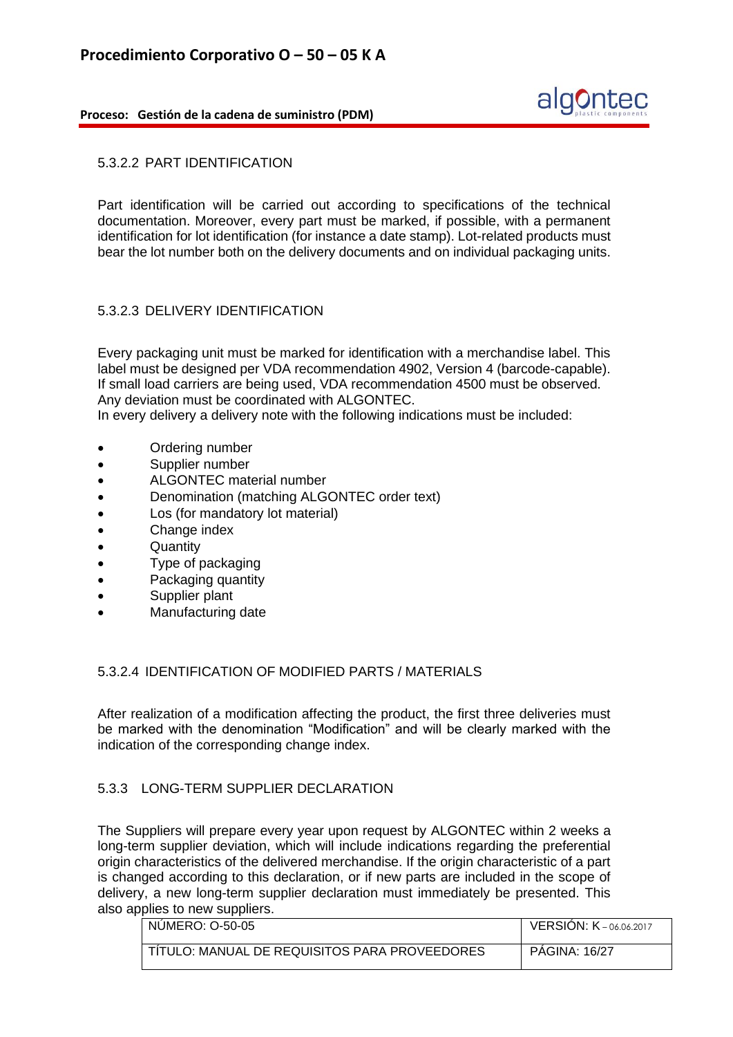#### 5.3.2.2 PART IDENTIFICATION

Part identification will be carried out according to specifications of the technical documentation. Moreover, every part must be marked, if possible, with a permanent identification for lot identification (for instance a date stamp). Lot-related products must bear the lot number both on the delivery documents and on individual packaging units.

#### 5.3.2.3 DELIVERY IDENTIFICATION

Every packaging unit must be marked for identification with a merchandise label. This label must be designed per VDA recommendation 4902, Version 4 (barcode-capable). If small load carriers are being used, VDA recommendation 4500 must be observed. Any deviation must be coordinated with ALGONTEC.
In every delivery a delivery note with the following indications must be included:

- Ordering number
- Supplier number
- ALGONTEC material number
- Denomination (matching ALGONTEC order text)
- Los (for mandatory lot material)
- Change index
- Quantity
- Type of packaging
- Packaging quantity
- Supplier plant
- Manufacturing date

#### 5.3.2.4 IDENTIFICATION OF MODIFIED PARTS / MATERIALS

After realization of a modification affecting the product, the first three deliveries must be marked with the denomination "Modification" and will be clearly marked with the indication of the corresponding change index.

### 5.3.3 LONG-TERM SUPPLIER DECLARATION

The Suppliers will prepare every year upon request by ALGONTEC within 2 weeks a long-term supplier deviation, which will include indications regarding the preferential origin characteristics of the delivered merchandise. If the origin characteristic of a part is changed according to this declaration, or if new parts are included in the scope of delivery, a new long-term supplier declaration must immediately be presented. This also applies to new suppliers.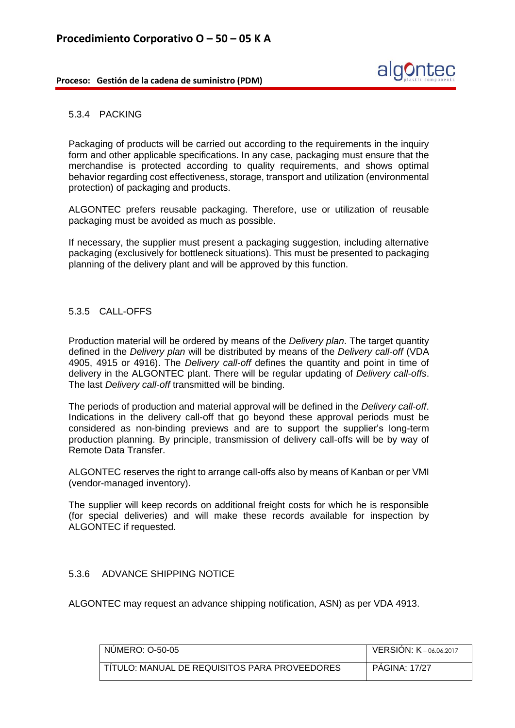### 5.3.4 PACKING

Packaging of products will be carried out according to the requirements in the inquiry form and other applicable specifications. In any case, packaging must ensure that the merchandise is protected according to quality requirements, and shows optimal behavior regarding cost effectiveness, storage, transport and utilization (environmental protection) of packaging and products.

ALGONTEC prefers reusable packaging. Therefore, use or utilization of reusable packaging must be avoided as much as possible.

If necessary, the supplier must present a packaging suggestion, including alternative packaging (exclusively for bottleneck situations). This must be presented to packaging planning of the delivery plant and will be approved by this function.

### 5.3.5 CALL-OFFS

Production material will be ordered by means of the *Delivery plan*. The target quantity defined in the *Delivery plan* will be distributed by means of the *Delivery call-off* (VDA 4905, 4915 or 4916). The *Delivery call-off* defines the quantity and point in time of delivery in the ALGONTEC plant. There will be regular updating of *Delivery call-offs*. The last *Delivery call-off* transmitted will be binding.

The periods of production and material approval will be defined in the *Delivery call-off*. Indications in the delivery call-off that go beyond these approval periods must be considered as non-binding previews and are to support the supplier's long-term production planning. By principle, transmission of delivery call-offs will be by way of Remote Data Transfer.

ALGONTEC reserves the right to arrange call-offs also by means of Kanban or per VMI (vendor-managed inventory).

The supplier will keep records on additional freight costs for which he is responsible (for special deliveries) and will make these records available for inspection by ALGONTEC if requested.

### 5.3.6 ADVANCE SHIPPING NOTICE

ALGONTEC may request an advance shipping notification, ASN) as per VDA 4913.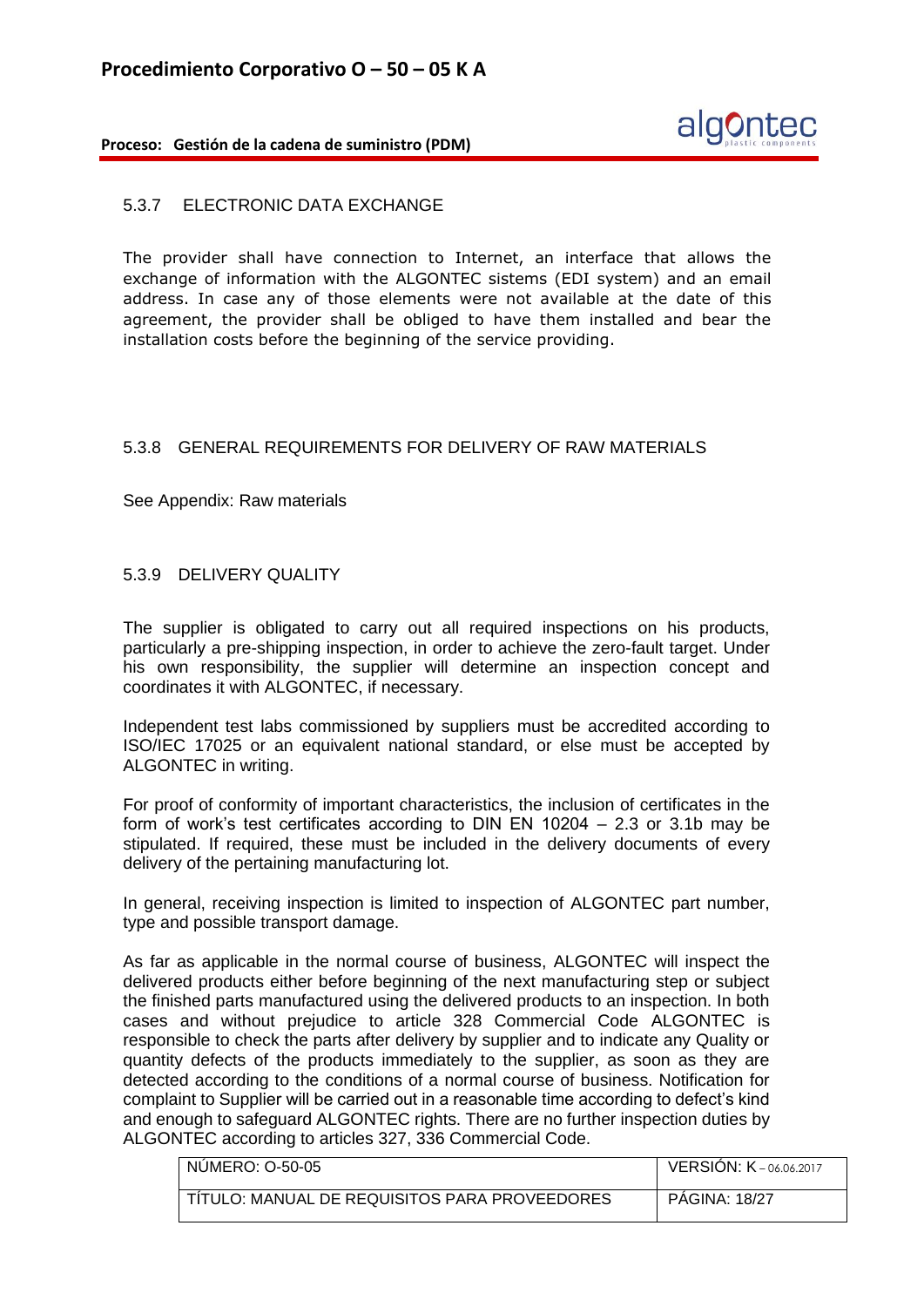### 5.3.7 ELECTRONIC DATA EXCHANGE

The provider shall have connection to Internet, an interface that allows the exchange of information with the ALGONTEC sistems (EDI system) and an email address. In case any of those elements were not available at the date of this agreement, the provider shall be obliged to have them installed and bear the installation costs before the beginning of the service providing.

### 5.3.8 GENERAL REQUIREMENTS FOR DELIVERY OF RAW MATERIALS

See Appendix: Raw materials

### 5.3.9 DELIVERY QUALITY

The supplier is obligated to carry out all required inspections on his products, particularly a pre-shipping inspection, in order to achieve the zero-fault target. Under his own responsibility, the supplier will determine an inspection concept and coordinates it with ALGONTEC, if necessary.

Independent test labs commissioned by suppliers must be accredited according to ISO/IEC 17025 or an equivalent national standard, or else must be accepted by ALGONTEC in writing.

For proof of conformity of important characteristics, the inclusion of certificates in the form of work's test certificates according to DIN EN 10204 – 2.3 or 3.1b may be stipulated. If required, these must be included in the delivery documents of every delivery of the pertaining manufacturing lot.

In general, receiving inspection is limited to inspection of ALGONTEC part number, type and possible transport damage.

As far as applicable in the normal course of business, ALGONTEC will inspect the delivered products either before beginning of the next manufacturing step or subject the finished parts manufactured using the delivered products to an inspection. In both cases and without prejudice to article 328 Commercial Code ALGONTEC is responsible to check the parts after delivery by supplier and to indicate any Quality or quantity defects of the products immediately to the supplier, as soon as they are detected according to the conditions of a normal course of business. Notification for complaint to Supplier will be carried out in a reasonable time according to defect's kind and enough to safeguard ALGONTEC rights. There are no further inspection duties by ALGONTEC according to articles 327, 336 Commercial Code.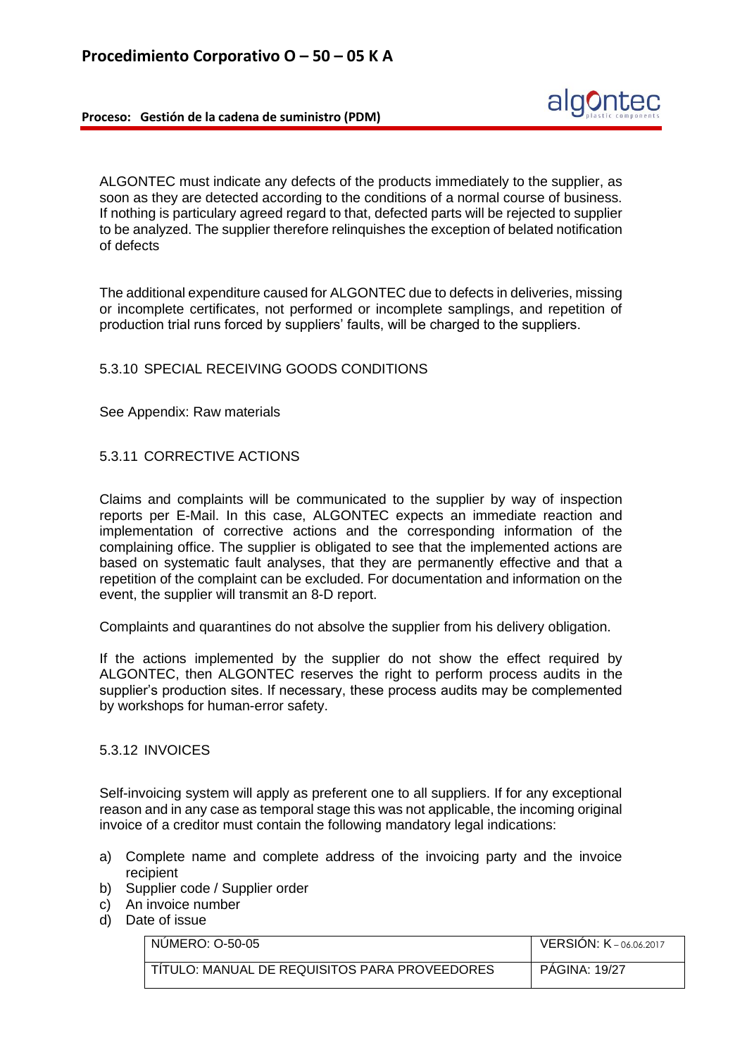ALGONTEC must indicate any defects of the products immediately to the supplier, as soon as they are detected according to the conditions of a normal course of business. If nothing is particulary agreed regard to that, defected parts will be rejected to supplier to be analyzed. The supplier therefore relinquishes the exception of belated notification of defects

The additional expenditure caused for ALGONTEC due to defects in deliveries, missing or incomplete certificates, not performed or incomplete samplings, and repetition of production trial runs forced by suppliers' faults, will be charged to the suppliers.

### 5.3.10 SPECIAL RECEIVING GOODS CONDITIONS

See Appendix: Raw materials

### 5.3.11 CORRECTIVE ACTIONS

Claims and complaints will be communicated to the supplier by way of inspection reports per E-Mail. In this case, ALGONTEC expects an immediate reaction and implementation of corrective actions and the corresponding information of the complaining office. The supplier is obligated to see that the implemented actions are based on systematic fault analyses, that they are permanently effective and that a repetition of the complaint can be excluded. For documentation and information on the event, the supplier will transmit an 8-D report.

Complaints and quarantines do not absolve the supplier from his delivery obligation.

If the actions implemented by the supplier do not show the effect required by ALGONTEC, then ALGONTEC reserves the right to perform process audits in the supplier's production sites. If necessary, these process audits may be complemented by workshops for human-error safety.

### 5.3.12 INVOICES

Self-invoicing system will apply as preferent one to all suppliers. If for any exceptional reason and in any case as temporal stage this was not applicable, the incoming original invoice of a creditor must contain the following mandatory legal indications:

a) Complete name and complete address of the invoicing party and the invoice recipient
b) Supplier code / Supplier order
c) An invoice number
d) Date of issue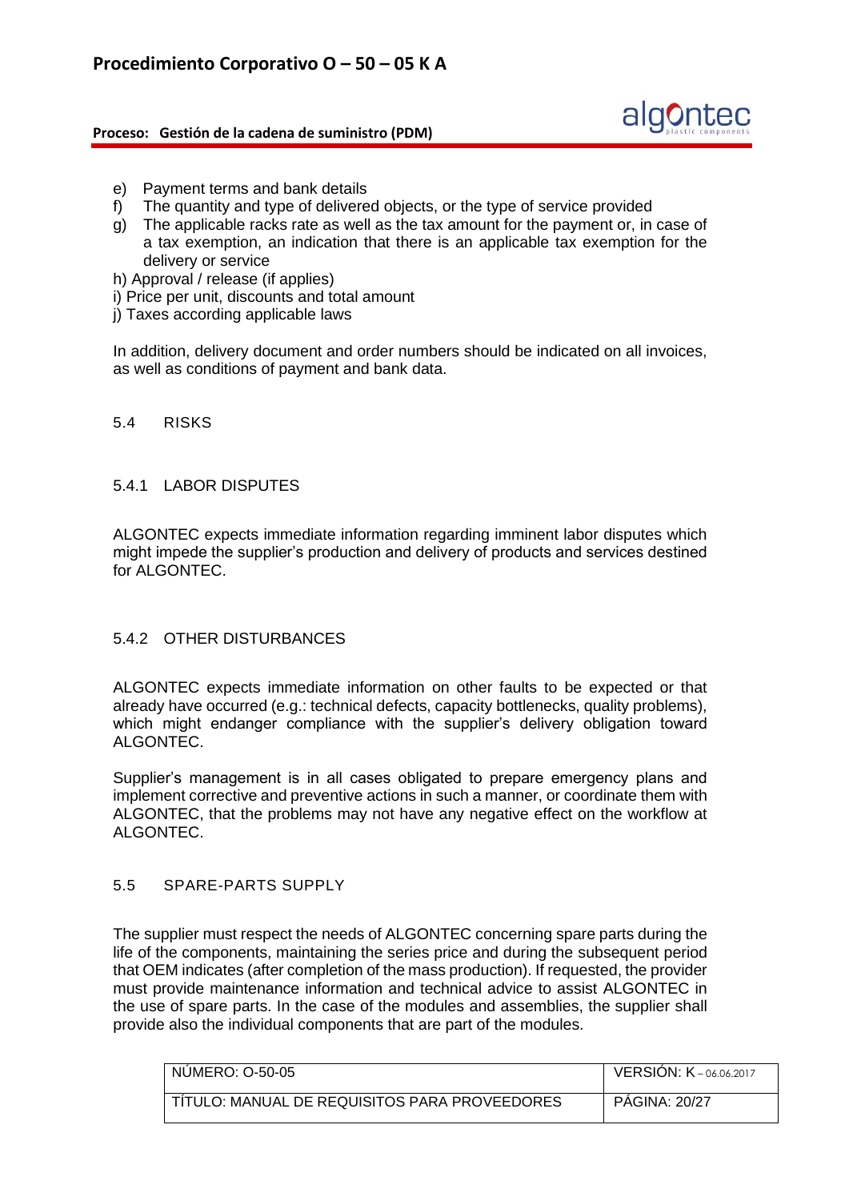e) Payment terms and bank details
f) The quantity and type of delivered objects, or the type of service provided
g) The applicable racks rate as well as the tax amount for the payment or, in case of a tax exemption, an indication that there is an applicable tax exemption for the delivery or service
h) Approval / release (if applies)
i) Price per unit, discounts and total amount
j) Taxes according applicable laws

In addition, delivery document and order numbers should be indicated on all invoices, as well as conditions of payment and bank data.

## 5.4 RISKS

### 5.4.1 LABOR DISPUTES

ALGONTEC expects immediate information regarding imminent labor disputes which might impede the supplier's production and delivery of products and services destined for ALGONTEC.

### 5.4.2 OTHER DISTURBANCES

ALGONTEC expects immediate information on other faults to be expected or that already have occurred (e.g.: technical defects, capacity bottlenecks, quality problems), which might endanger compliance with the supplier's delivery obligation toward ALGONTEC.

Supplier's management is in all cases obligated to prepare emergency plans and implement corrective and preventive actions in such a manner, or coordinate them with ALGONTEC, that the problems may not have any negative effect on the workflow at ALGONTEC.

## 5.5 SPARE-PARTS SUPPLY

The supplier must respect the needs of ALGONTEC concerning spare parts during the life of the components, maintaining the series price and during the subsequent period that OEM indicates (after completion of the mass production). If requested, the provider must provide maintenance information and technical advice to assist ALGONTEC in the use of spare parts. In the case of the modules and assemblies, the supplier shall provide also the individual components that are part of the modules.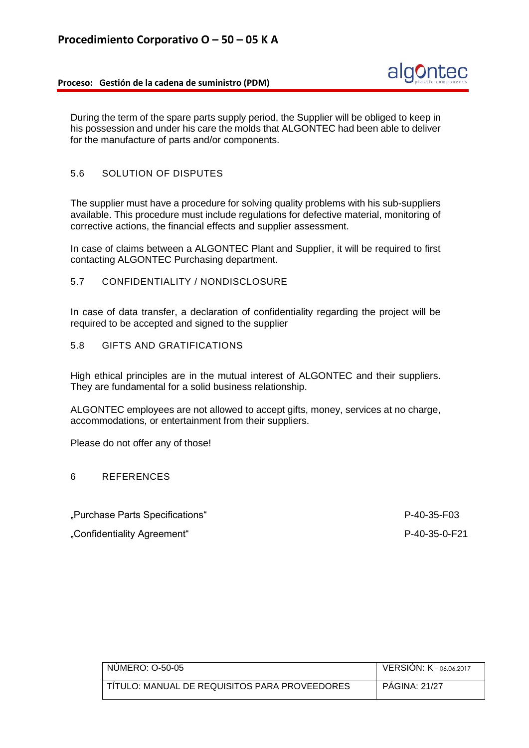During the term of the spare parts supply period, the Supplier will be obliged to keep in his possession and under his care the molds that ALGONTEC had been able to deliver for the manufacture of parts and/or components.

## 5.6 SOLUTION OF DISPUTES

The supplier must have a procedure for solving quality problems with his sub-suppliers available. This procedure must include regulations for defective material, monitoring of corrective actions, the financial effects and supplier assessment.

In case of claims between a ALGONTEC Plant and Supplier, it will be required to first contacting ALGONTEC Purchasing department.

## 5.7 CONFIDENTIALITY / NONDISCLOSURE

In case of data transfer, a declaration of confidentiality regarding the project will be required to be accepted and signed to the supplier

## 5.8 GIFTS AND GRATIFICATIONS

High ethical principles are in the mutual interest of ALGONTEC and their suppliers. They are fundamental for a solid business relationship.

ALGONTEC employees are not allowed to accept gifts, money, services at no charge, accommodations, or entertainment from their suppliers.

Please do not offer any of those!

# 6 REFERENCES

| | |
|---|---|
| „Purchase Parts Specifications“ | P-40-35-F03 |
| „Confidentiality Agreement“ | P-40-35-0-F21 |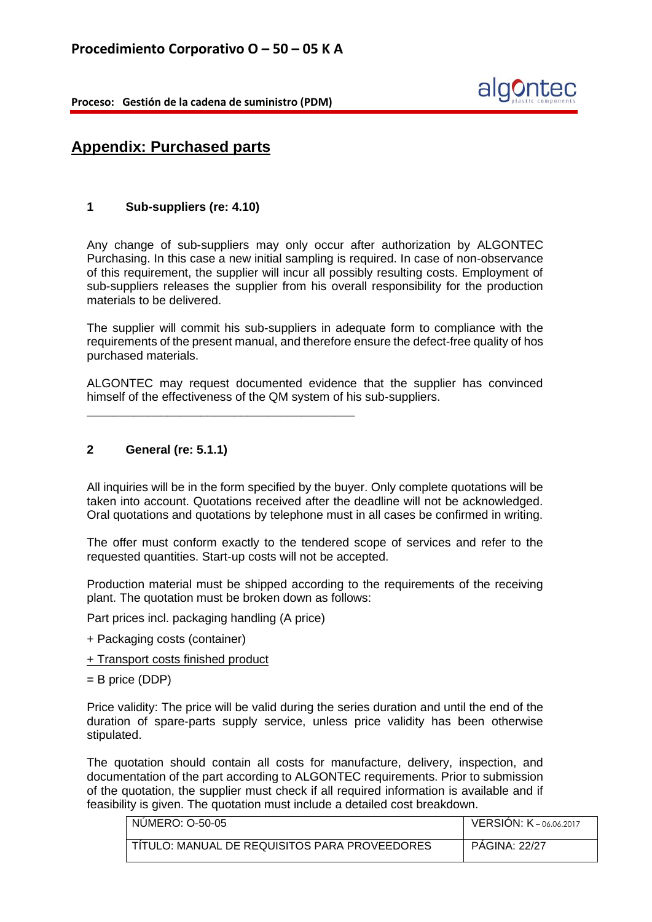## Appendix: Purchased parts

### 1 Sub-suppliers (re: 4.10)

Any change of sub-suppliers may only occur after authorization by ALGONTEC Purchasing. In this case a new initial sampling is required. In case of non-observance of this requirement, the supplier will incur all possibly resulting costs. Employment of sub-suppliers releases the supplier from his overall responsibility for the production materials to be delivered.

The supplier will commit his sub-suppliers in adequate form to compliance with the requirements of the present manual, and therefore ensure the defect-free quality of hos purchased materials.

ALGONTEC may request documented evidence that the supplier has convinced himself of the effectiveness of the QM system of his sub-suppliers.

---

### 2 General (re: 5.1.1)

All inquiries will be in the form specified by the buyer. Only complete quotations will be taken into account. Quotations received after the deadline will not be acknowledged. Oral quotations and quotations by telephone must in all cases be confirmed in writing.

The offer must conform exactly to the tendered scope of services and refer to the requested quantities. Start-up costs will not be accepted.

Production material must be shipped according to the requirements of the receiving plant. The quotation must be broken down as follows:

Part prices incl. packaging handling (A price)

+ Packaging costs (container)

+ Transport costs finished product

= B price (DDP)

Price validity: The price will be valid during the series duration and until the end of the duration of spare-parts supply service, unless price validity has been otherwise stipulated.

The quotation should contain all costs for manufacture, delivery, inspection, and documentation of the part according to ALGONTEC requirements. Prior to submission of the quotation, the supplier must check if all required information is available and if feasibility is given. The quotation must include a detailed cost breakdown.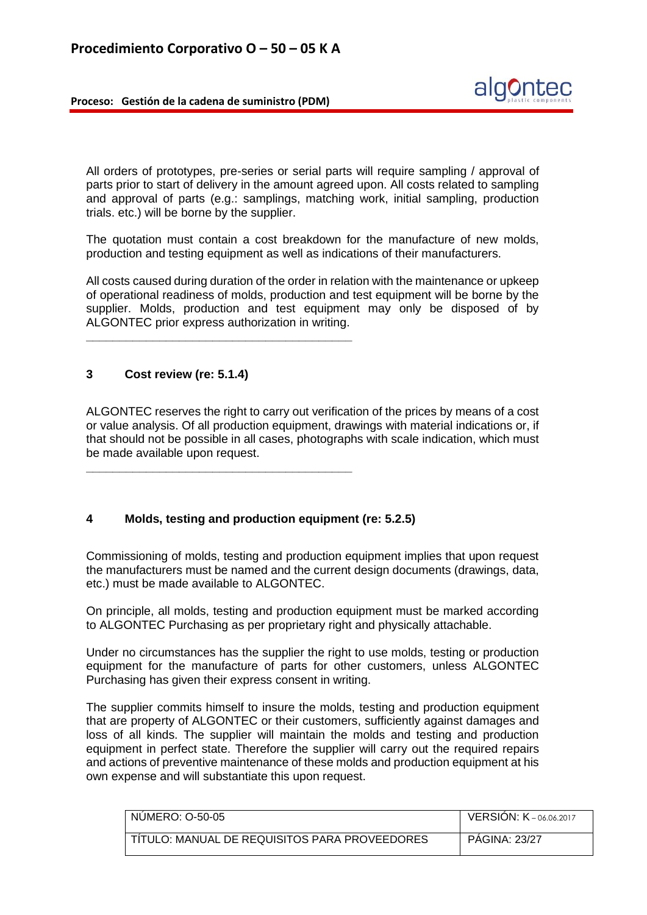All orders of prototypes, pre-series or serial parts will require sampling / approval of parts prior to start of delivery in the amount agreed upon. All costs related to sampling and approval of parts (e.g.: samplings, matching work, initial sampling, production trials. etc.) will be borne by the supplier.

The quotation must contain a cost breakdown for the manufacture of new molds, production and testing equipment as well as indications of their manufacturers.

All costs caused during duration of the order in relation with the maintenance or upkeep of operational readiness of molds, production and test equipment will be borne by the supplier. Molds, production and test equipment may only be disposed of by ALGONTEC prior express authorization in writing.

---

## 3 Cost review (re: 5.1.4)

ALGONTEC reserves the right to carry out verification of the prices by means of a cost or value analysis. Of all production equipment, drawings with material indications or, if that should not be possible in all cases, photographs with scale indication, which must be made available upon request.

---

## 4 Molds, testing and production equipment (re: 5.2.5)

Commissioning of molds, testing and production equipment implies that upon request the manufacturers must be named and the current design documents (drawings, data, etc.) must be made available to ALGONTEC.

On principle, all molds, testing and production equipment must be marked according to ALGONTEC Purchasing as per proprietary right and physically attachable.

Under no circumstances has the supplier the right to use molds, testing or production equipment for the manufacture of parts for other customers, unless ALGONTEC Purchasing has given their express consent in writing.

The supplier commits himself to insure the molds, testing and production equipment that are property of ALGONTEC or their customers, sufficiently against damages and loss of all kinds. The supplier will maintain the molds and testing and production equipment in perfect state. Therefore the supplier will carry out the required repairs and actions of preventive maintenance of these molds and production equipment at his own expense and will substantiate this upon request.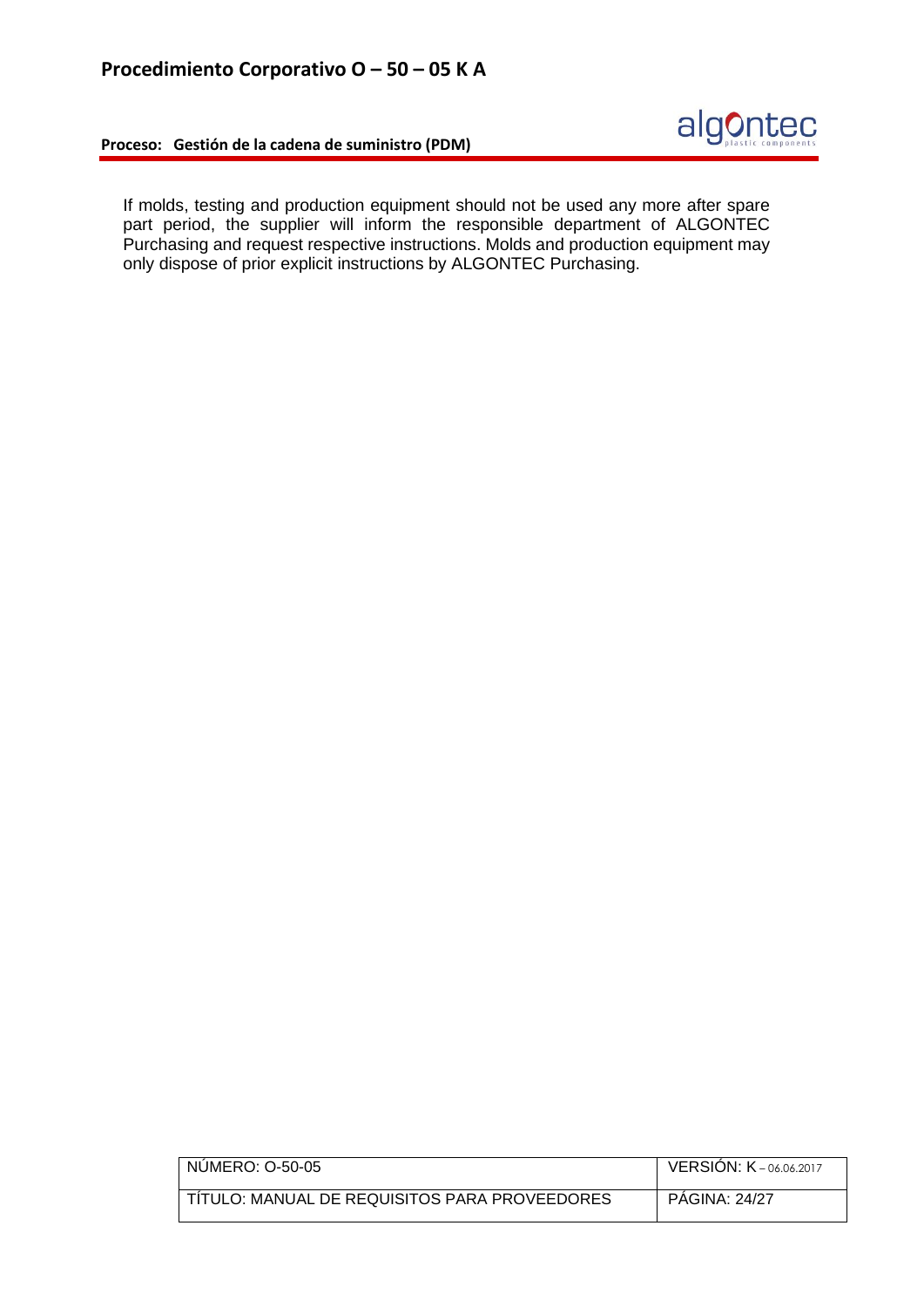If molds, testing and production equipment should not be used any more after spare part period, the supplier will inform the responsible department of ALGONTEC Purchasing and request respective instructions. Molds and production equipment may only dispose of prior explicit instructions by ALGONTEC Purchasing.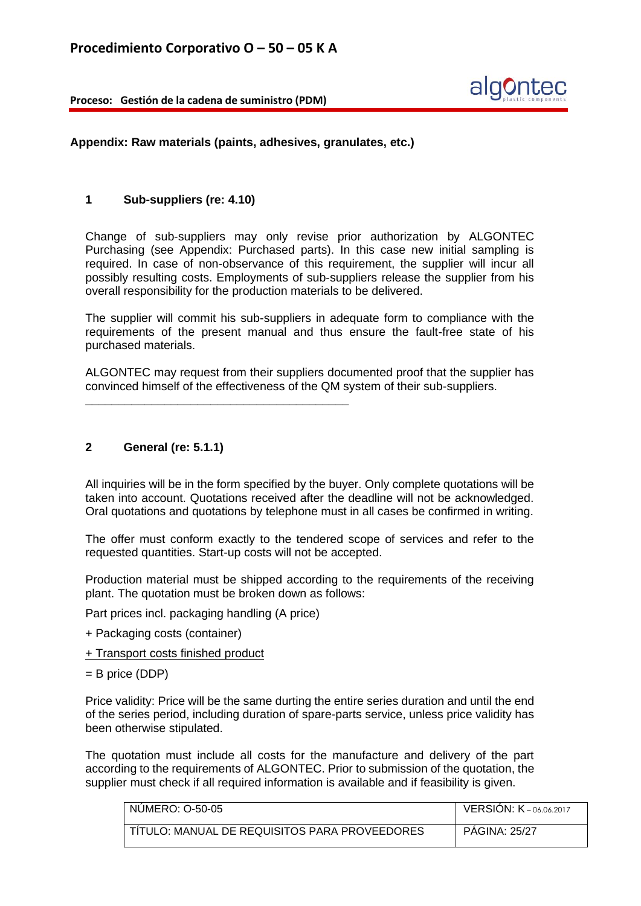**Appendix: Raw materials (paints, adhesives, granulates, etc.)**

## 1 Sub-suppliers (re: 4.10)

Change of sub-suppliers may only revise prior authorization by ALGONTEC Purchasing (see Appendix: Purchased parts). In this case new initial sampling is required. In case of non-observance of this requirement, the supplier will incur all possibly resulting costs. Employments of sub-suppliers release the supplier from his overall responsibility for the production materials to be delivered.

The supplier will commit his sub-suppliers in adequate form to compliance with the requirements of the present manual and thus ensure the fault-free state of his purchased materials.

ALGONTEC may request from their suppliers documented proof that the supplier has convinced himself of the effectiveness of the QM system of their sub-suppliers.

---

## 2 General (re: 5.1.1)

All inquiries will be in the form specified by the buyer. Only complete quotations will be taken into account. Quotations received after the deadline will not be acknowledged. Oral quotations and quotations by telephone must in all cases be confirmed in writing.

The offer must conform exactly to the tendered scope of services and refer to the requested quantities. Start-up costs will not be accepted.

Production material must be shipped according to the requirements of the receiving plant. The quotation must be broken down as follows:

Part prices incl. packaging handling (A price)

+ Packaging costs (container)

<u>+ Transport costs finished product</u>

= B price (DDP)

Price validity: Price will be the same durting the entire series duration and until the end of the series period, including duration of spare-parts service, unless price validity has been otherwise stipulated.

The quotation must include all costs for the manufacture and delivery of the part according to the requirements of ALGONTEC. Prior to submission of the quotation, the supplier must check if all required information is available and if feasibility is given.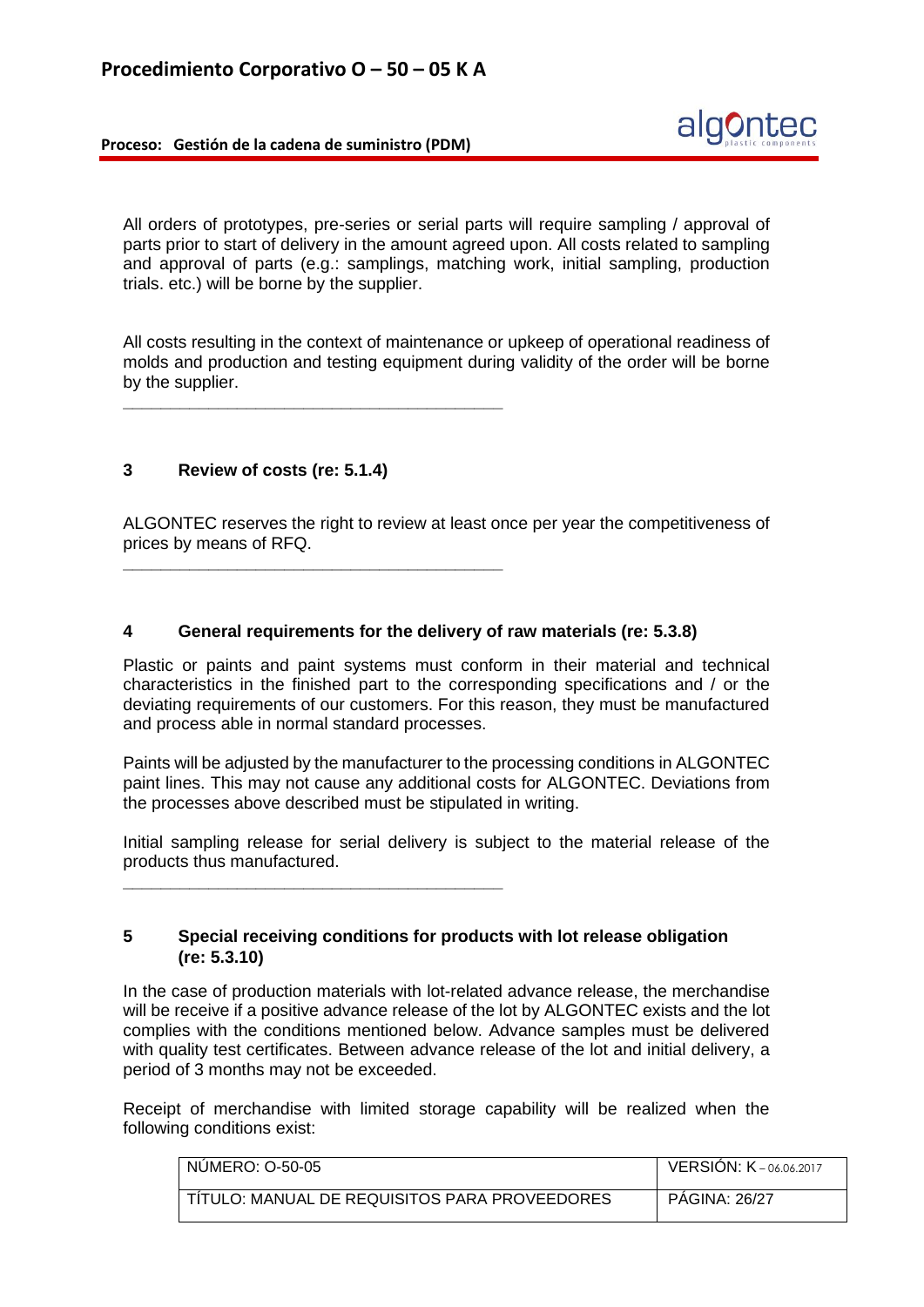All orders of prototypes, pre-series or serial parts will require sampling / approval of parts prior to start of delivery in the amount agreed upon. All costs related to sampling and approval of parts (e.g.: samplings, matching work, initial sampling, production trials. etc.) will be borne by the supplier.

All costs resulting in the context of maintenance or upkeep of operational readiness of molds and production and testing equipment during validity of the order will be borne by the supplier.

---

## 3 Review of costs (re: 5.1.4)

ALGONTEC reserves the right to review at least once per year the competitiveness of prices by means of RFQ.

---

## 4 General requirements for the delivery of raw materials (re: 5.3.8)

Plastic or paints and paint systems must conform in their material and technical characteristics in the finished part to the corresponding specifications and / or the deviating requirements of our customers. For this reason, they must be manufactured and process able in normal standard processes.

Paints will be adjusted by the manufacturer to the processing conditions in ALGONTEC paint lines. This may not cause any additional costs for ALGONTEC. Deviations from the processes above described must be stipulated in writing.

Initial sampling release for serial delivery is subject to the material release of the products thus manufactured.

---

## 5 Special receiving conditions for products with lot release obligation (re: 5.3.10)

In the case of production materials with lot-related advance release, the merchandise will be receive if a positive advance release of the lot by ALGONTEC exists and the lot complies with the conditions mentioned below. Advance samples must be delivered with quality test certificates. Between advance release of the lot and initial delivery, a period of 3 months may not be exceeded.

Receipt of merchandise with limited storage capability will be realized when the following conditions exist: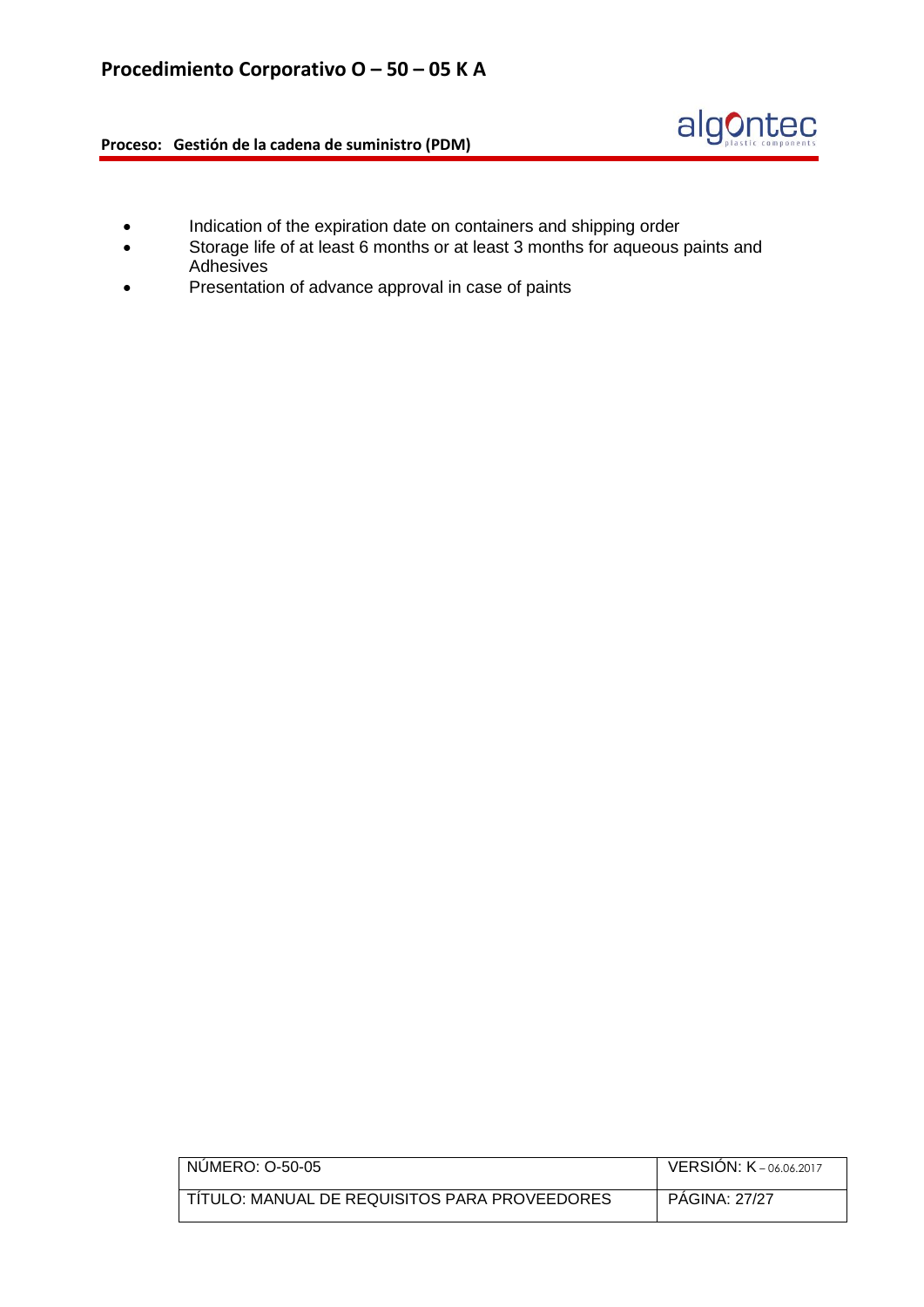- Indication of the expiration date on containers and shipping order
- Storage life of at least 6 months or at least 3 months for aqueous paints and Adhesives
- Presentation of advance approval in case of paints